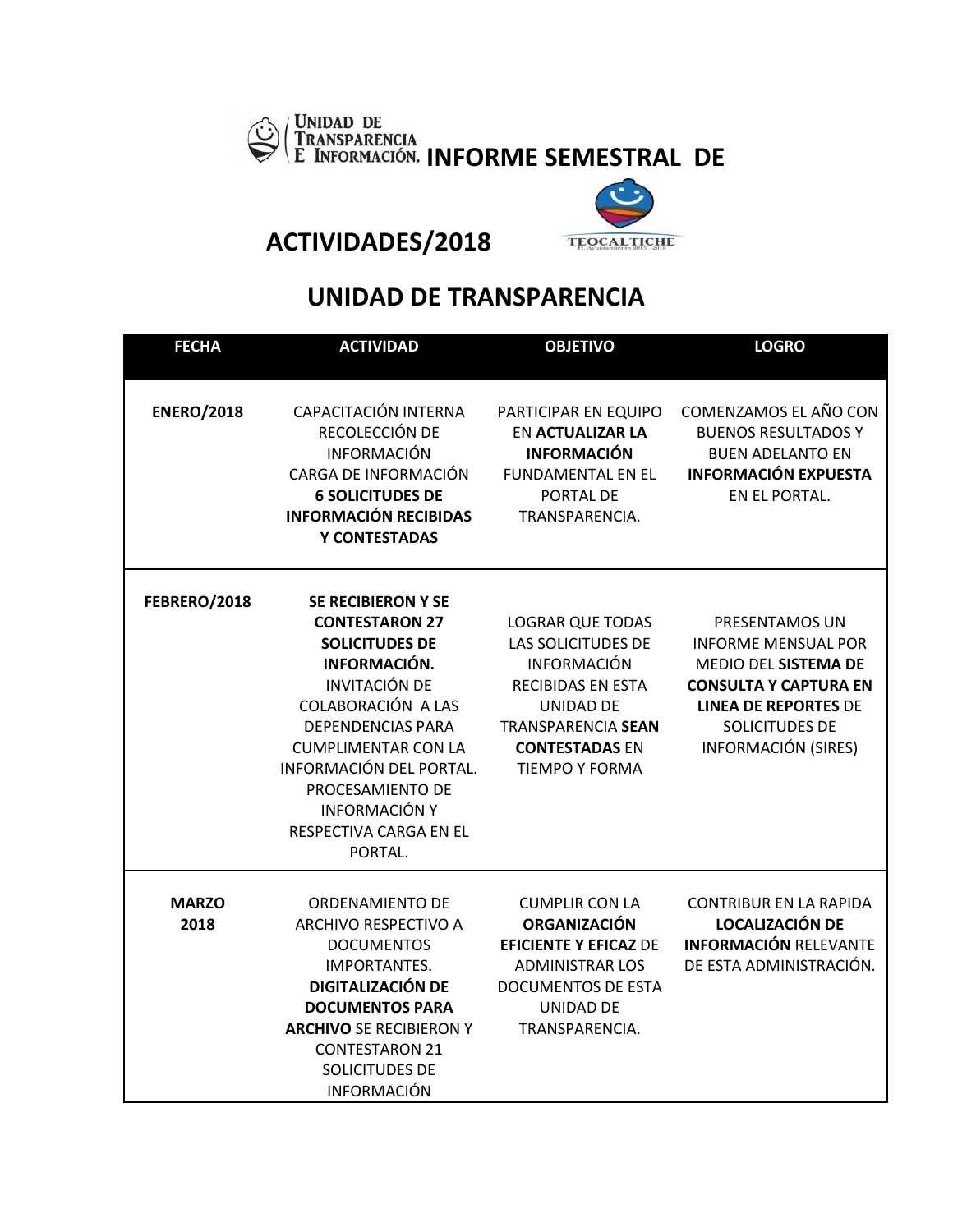# INFORME SEMESTRAL DE ACTIVIDADES/2018

## UNIDAD DE TRANSPARENCIA

| FECHA | ACTIVIDAD | OBJETIVO | LOGRO |
|---|---|---|---|
| **ENERO/2018** | CAPACITACIÓN INTERNA RECOLECCIÓN DE INFORMACIÓN CARGA DE INFORMACIÓN **6 SOLICITUDES DE INFORMACIÓN RECIBIDAS Y CONTESTADAS** | PARTICIPAR EN EQUIPO EN **ACTUALIZAR LA INFORMACIÓN** FUNDAMENTAL EN EL PORTAL DE TRANSPARENCIA. | COMENZAMOS EL AÑO CON BUENOS RESULTADOS Y BUEN ADELANTO EN **INFORMACIÓN EXPUESTA** EN EL PORTAL. |
| **FEBRERO/2018** | **SE RECIBIERON Y SE CONTESTARON 27 SOLICITUDES DE INFORMACIÓN.** INVITACIÓN DE COLABORACIÓN A LAS DEPENDENCIAS PARA CUMPLIMENTAR CON LA INFORMACIÓN DEL PORTAL. PROCESAMIENTO DE INFORMACIÓN Y RESPECTIVA CARGA EN EL PORTAL. | LOGRAR QUE TODAS LAS SOLICITUDES DE INFORMACIÓN RECIBIDAS EN ESTA UNIDAD DE TRANSPARENCIA **SEAN CONTESTADAS** EN TIEMPO Y FORMA | PRESENTAMOS UN INFORME MENSUAL POR MEDIO DEL **SISTEMA DE CONSULTA Y CAPTURA EN LINEA DE REPORTES** DE SOLICITUDES DE INFORMACIÓN (SIRES) |
| **MARZO 2018** | ORDENAMIENTO DE ARCHIVO RESPECTIVO A DOCUMENTOS IMPORTANTES. **DIGITALIZACIÓN DE DOCUMENTOS PARA ARCHIVO** SE RECIBIERON Y CONTESTARON 21 SOLICITUDES DE INFORMACIÓN | CUMPLIR CON LA **ORGANIZACIÓN EFICIENTE Y EFICAZ** DE ADMINISTRAR LOS DOCUMENTOS DE ESTA UNIDAD DE TRANSPARENCIA. | CONTRIBUR EN LA RAPIDA **LOCALIZACIÓN DE INFORMACIÓN** RELEVANTE DE ESTA ADMINISTRACIÓN. |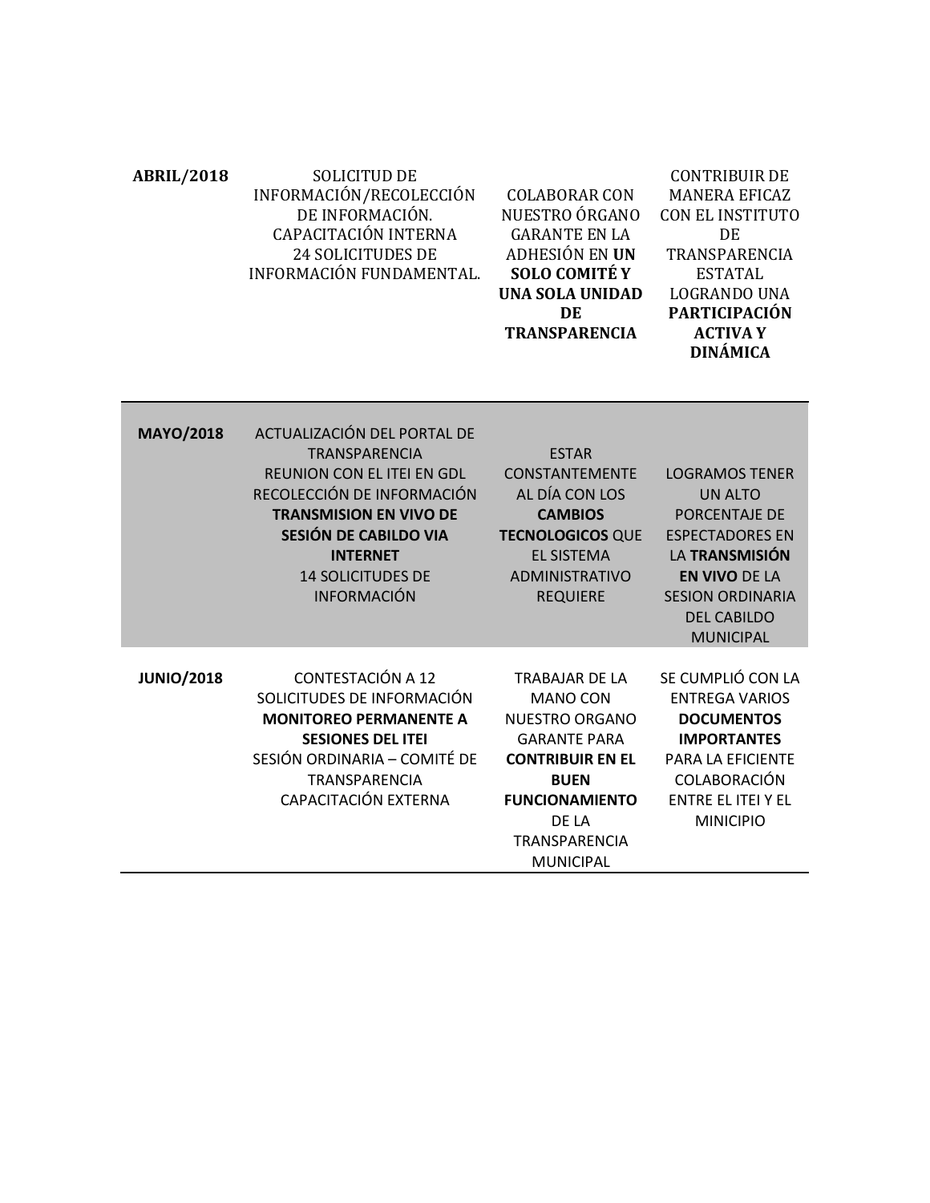| | | | |
|---|---|---|---|
| **ABRIL/2018** | SOLICITUD DE INFORMACIÓN/RECOLECCIÓN DE INFORMACIÓN. CAPACITACIÓN INTERNA 24 SOLICITUDES DE INFORMACIÓN FUNDAMENTAL. | COLABORAR CON NUESTRO ÓRGANO GARANTE EN LA ADHESIÓN EN **UN SOLO COMITÉ Y UNA SOLA UNIDAD DE TRANSPARENCIA** | CONTRIBUIR DE MANERA EFICAZ CON EL INSTITUTO DE TRANSPARENCIA ESTATAL LOGRANDO UNA **PARTICIPACIÓN ACTIVA Y DINÁMICA** |
| **MAYO/2018** | ACTUALIZACIÓN DEL PORTAL DE TRANSPARENCIA REUNION CON EL ITEI EN GDL RECOLECCIÓN DE INFORMACIÓN **TRANSMISION EN VIVO DE SESIÓN DE CABILDO VIA INTERNET** 14 SOLICITUDES DE INFORMACIÓN | ESTAR CONSTANTEMENTE AL DÍA CON LOS **CAMBIOS TECNOLOGICOS** QUE EL SISTEMA ADMINISTRATIVO REQUIERE | LOGRAMOS TENER UN ALTO PORCENTAJE DE ESPECTADORES EN LA **TRANSMISIÓN EN VIVO** DE LA SESION ORDINARIA DEL CABILDO MUNICIPAL |
| **JUNIO/2018** | CONTESTACIÓN A 12 SOLICITUDES DE INFORMACIÓN **MONITOREO PERMANENTE A SESIONES DEL ITEI** SESIÓN ORDINARIA – COMITÉ DE TRANSPARENCIA CAPACITACIÓN EXTERNA | TRABAJAR DE LA MANO CON NUESTRO ORGANO GARANTE PARA **CONTRIBUIR EN EL BUEN FUNCIONAMIENTO** DE LA TRANSPARENCIA MUNICIPAL | SE CUMPLIÓ CON LA ENTREGA VARIOS **DOCUMENTOS IMPORTANTES** PARA LA EFICIENTE COLABORACIÓN ENTRE EL ITEI Y EL MINICIPIO |